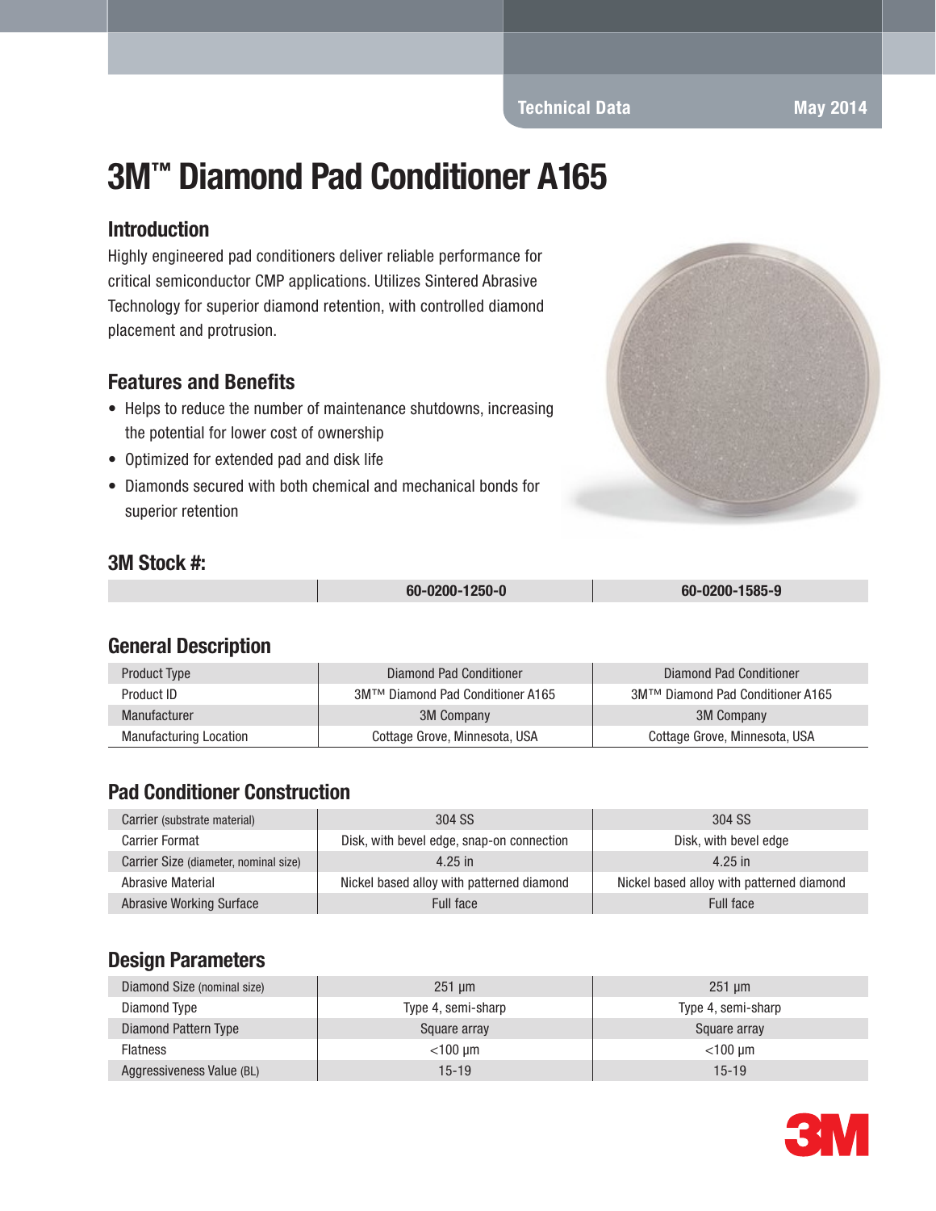Technical Data May 2014

# 3M™ Diamond Pad Conditioner A165

## Introduction

Highly engineered pad conditioners deliver reliable performance for critical semiconductor CMP applications. Utilizes Sintered Abrasive Technology for superior diamond retention, with controlled diamond placement and protrusion.

## Features and Benefits

- Helps to reduce the number of maintenance shutdowns, increasing the potential for lower cost of ownership
- Optimized for extended pad and disk life
- Diamonds secured with both chemical and mechanical bonds for superior retention

## 3M Stock #:

| | 60-0200-1250-0 | 60-0200-1585-9 |
|---|---|---|

## General Description

| | | |
|---|---|---|
| Product Type | Diamond Pad Conditioner | Diamond Pad Conditioner |
| Product ID | 3M™ Diamond Pad Conditioner A165 | 3M™ Diamond Pad Conditioner A165 |
| Manufacturer | 3M Company | 3M Company |
| Manufacturing Location | Cottage Grove, Minnesota, USA | Cottage Grove, Minnesota, USA |

## Pad Conditioner Construction

| | | |
|---|---|---|
| Carrier (substrate material) | 304 SS | 304 SS |
| Carrier Format | Disk, with bevel edge, snap-on connection | Disk, with bevel edge |
| Carrier Size (diameter, nominal size) | 4.25 in | 4.25 in |
| Abrasive Material | Nickel based alloy with patterned diamond | Nickel based alloy with patterned diamond |
| Abrasive Working Surface | Full face | Full face |

## Design Parameters

| | | |
|---|---|---|
| Diamond Size (nominal size) | 251 µm | 251 µm |
| Diamond Type | Type 4, semi-sharp | Type 4, semi-sharp |
| Diamond Pattern Type | Square array | Square array |
| Flatness | <100 µm | <100 µm |
| Aggressiveness Value (BL) | 15-19 | 15-19 |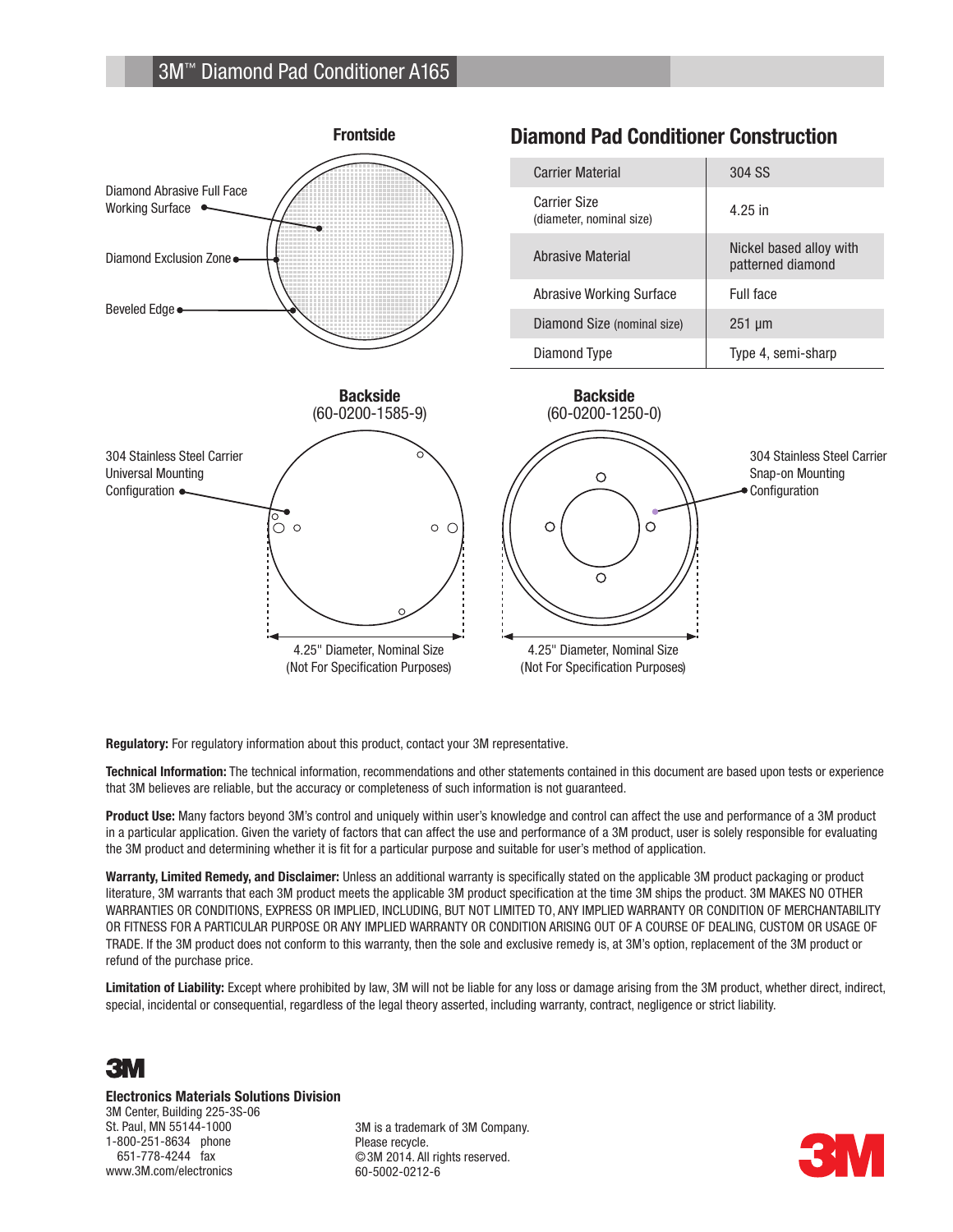## 3M™ Diamond Pad Conditioner A165

### Frontside

Diamond Abrasive Full Face Working Surface

Diamond Exclusion Zone

Beveled Edge

## Diamond Pad Conditioner Construction

| | |
|---|---|
| Carrier Material | 304 SS |
| Carrier Size (diameter, nominal size) | 4.25 in |
| Abrasive Material | Nickel based alloy with patterned diamond |
| Abrasive Working Surface | Full face |
| Diamond Size (nominal size) | 251 µm |
| Diamond Type | Type 4, semi-sharp |

### Backside (60-0200-1585-9)

304 Stainless Steel Carrier Universal Mounting Configuration

4.25" Diameter, Nominal Size (Not For Specification Purposes)

### Backside (60-0200-1250-0)

304 Stainless Steel Carrier Snap-on Mounting Configuration

4.25" Diameter, Nominal Size (Not For Specification Purposes)

**Regulatory:** For regulatory information about this product, contact your 3M representative.

**Technical Information:** The technical information, recommendations and other statements contained in this document are based upon tests or experience that 3M believes are reliable, but the accuracy or completeness of such information is not guaranteed.

**Product Use:** Many factors beyond 3M's control and uniquely within user's knowledge and control can affect the use and performance of a 3M product in a particular application. Given the variety of factors that can affect the use and performance of a 3M product, user is solely responsible for evaluating the 3M product and determining whether it is fit for a particular purpose and suitable for user's method of application.

**Warranty, Limited Remedy, and Disclaimer:** Unless an additional warranty is specifically stated on the applicable 3M product packaging or product literature, 3M warrants that each 3M product meets the applicable 3M product specification at the time 3M ships the product. 3M MAKES NO OTHER WARRANTIES OR CONDITIONS, EXPRESS OR IMPLIED, INCLUDING, BUT NOT LIMITED TO, ANY IMPLIED WARRANTY OR CONDITION OF MERCHANTABILITY OR FITNESS FOR A PARTICULAR PURPOSE OR ANY IMPLIED WARRANTY OR CONDITION ARISING OUT OF A COURSE OF DEALING, CUSTOM OR USAGE OF TRADE. If the 3M product does not conform to this warranty, then the sole and exclusive remedy is, at 3M's option, replacement of the 3M product or refund of the purchase price.

**Limitation of Liability:** Except where prohibited by law, 3M will not be liable for any loss or damage arising from the 3M product, whether direct, indirect, special, incidental or consequential, regardless of the legal theory asserted, including warranty, contract, negligence or strict liability.

3M

**Electronics Materials Solutions Division**
3M Center, Building 225-3S-06
St. Paul, MN 55144-1000
1-800-251-8634 phone
651-778-4244 fax
www.3M.com/electronics

3M is a trademark of 3M Company.
Please recycle.
© 3M 2014. All rights reserved.
60-5002-0212-6

3M